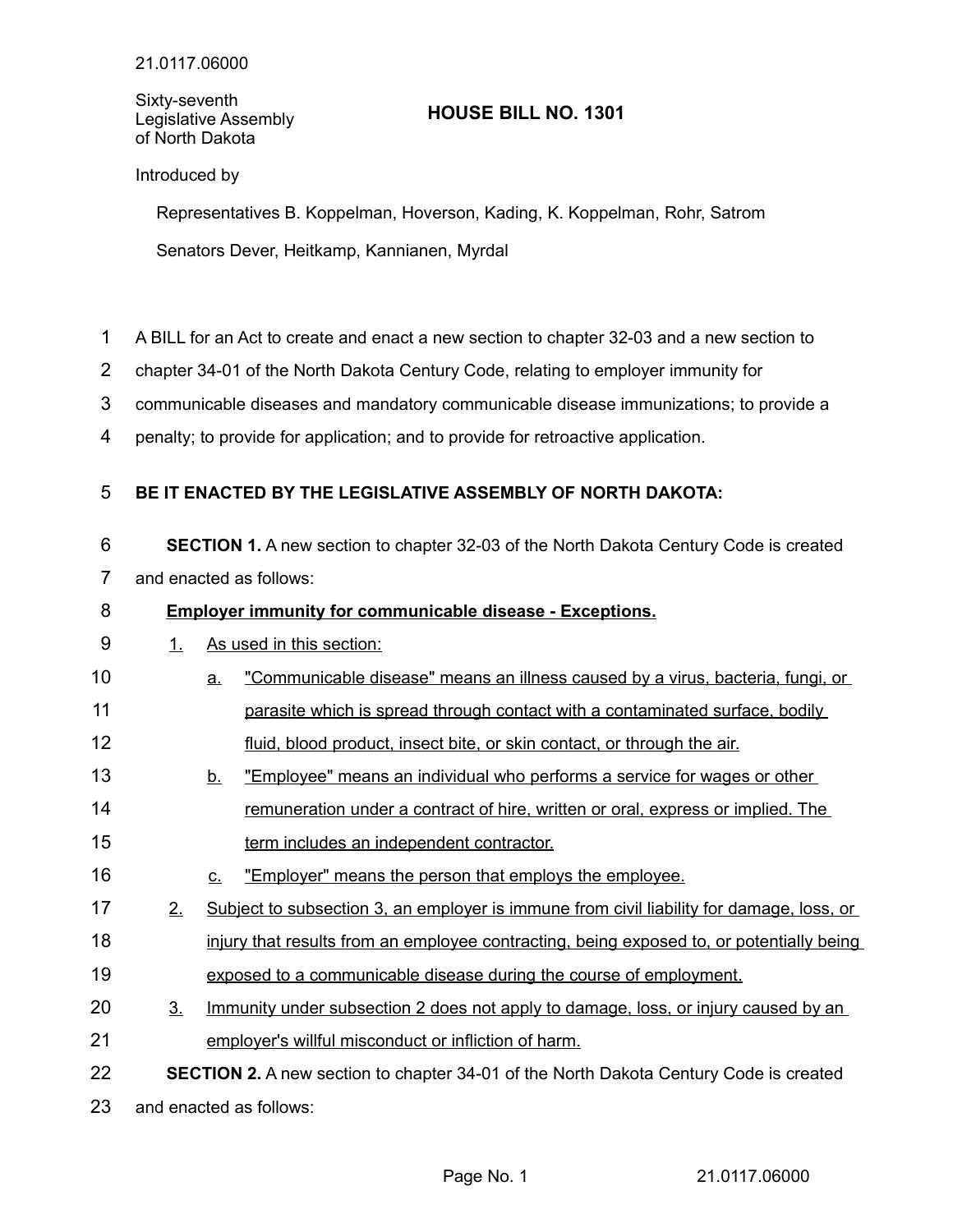21.0117.06000

Sixty-seventh
Legislative Assembly
of North Dakota

# HOUSE BILL NO. 1301

Introduced by

Representatives B. Koppelman, Hoverson, Kading, K. Koppelman, Rohr, Satrom

Senators Dever, Heitkamp, Kannianen, Myrdal

A BILL for an Act to create and enact a new section to chapter 32-03 and a new section to chapter 34-01 of the North Dakota Century Code, relating to employer immunity for communicable diseases and mandatory communicable disease immunizations; to provide a penalty; to provide for application; and to provide for retroactive application.

**BE IT ENACTED BY THE LEGISLATIVE ASSEMBLY OF NORTH DAKOTA:**

**SECTION 1.** A new section to chapter 32-03 of the North Dakota Century Code is created and enacted as follows:

**Employer immunity for communicable disease - Exceptions.**

1. As used in this section:
   a. "Communicable disease" means an illness caused by a virus, bacteria, fungi, or parasite which is spread through contact with a contaminated surface, bodily fluid, blood product, insect bite, or skin contact, or through the air.
   b. "Employee" means an individual who performs a service for wages or other remuneration under a contract of hire, written or oral, express or implied. The term includes an independent contractor.
   c. "Employer" means the person that employs the employee.
2. Subject to subsection 3, an employer is immune from civil liability for damage, loss, or injury that results from an employee contracting, being exposed to, or potentially being exposed to a communicable disease during the course of employment.
3. Immunity under subsection 2 does not apply to damage, loss, or injury caused by an employer's willful misconduct or infliction of harm.

**SECTION 2.** A new section to chapter 34-01 of the North Dakota Century Code is created and enacted as follows: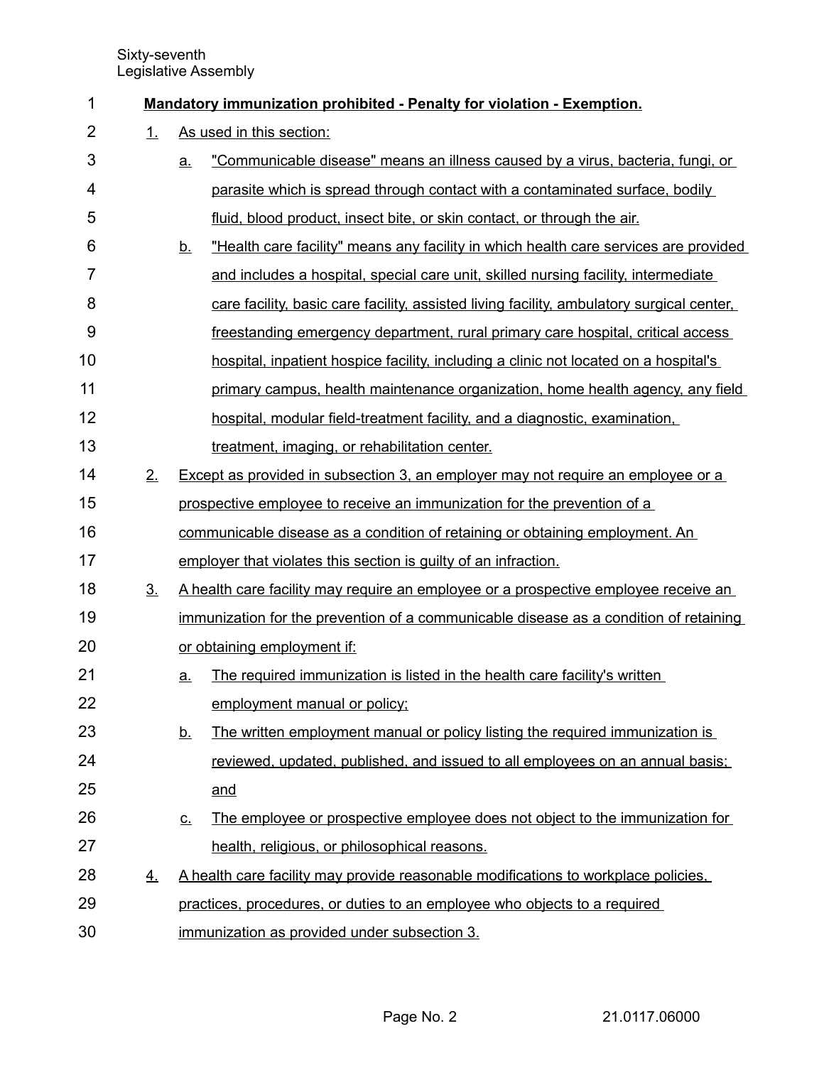**Mandatory immunization prohibited - Penalty for violation - Exemption.**

1. As used in this section:
   a. "Communicable disease" means an illness caused by a virus, bacteria, fungi, or parasite which is spread through contact with a contaminated surface, bodily fluid, blood product, insect bite, or skin contact, or through the air.
   b. "Health care facility" means any facility in which health care services are provided and includes a hospital, special care unit, skilled nursing facility, intermediate care facility, basic care facility, assisted living facility, ambulatory surgical center, freestanding emergency department, rural primary care hospital, critical access hospital, inpatient hospice facility, including a clinic not located on a hospital's primary campus, health maintenance organization, home health agency, any field hospital, modular field-treatment facility, and a diagnostic, examination, treatment, imaging, or rehabilitation center.
2. Except as provided in subsection 3, an employer may not require an employee or a prospective employee to receive an immunization for the prevention of a communicable disease as a condition of retaining or obtaining employment. An employer that violates this section is guilty of an infraction.
3. A health care facility may require an employee or a prospective employee receive an immunization for the prevention of a communicable disease as a condition of retaining or obtaining employment if:
   a. The required immunization is listed in the health care facility's written employment manual or policy;
   b. The written employment manual or policy listing the required immunization is reviewed, updated, published, and issued to all employees on an annual basis; and
   c. The employee or prospective employee does not object to the immunization for health, religious, or philosophical reasons.
4. A health care facility may provide reasonable modifications to workplace policies, practices, procedures, or duties to an employee who objects to a required immunization as provided under subsection 3.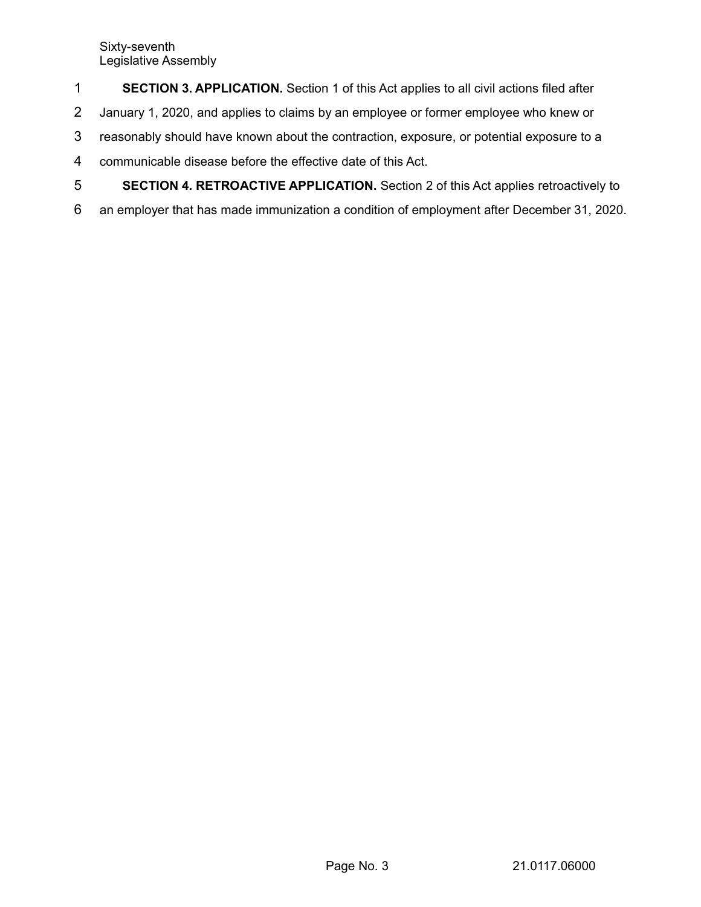**SECTION 3. APPLICATION.** Section 1 of this Act applies to all civil actions filed after January 1, 2020, and applies to claims by an employee or former employee who knew or reasonably should have known about the contraction, exposure, or potential exposure to a communicable disease before the effective date of this Act.

**SECTION 4. RETROACTIVE APPLICATION.** Section 2 of this Act applies retroactively to an employer that has made immunization a condition of employment after December 31, 2020.